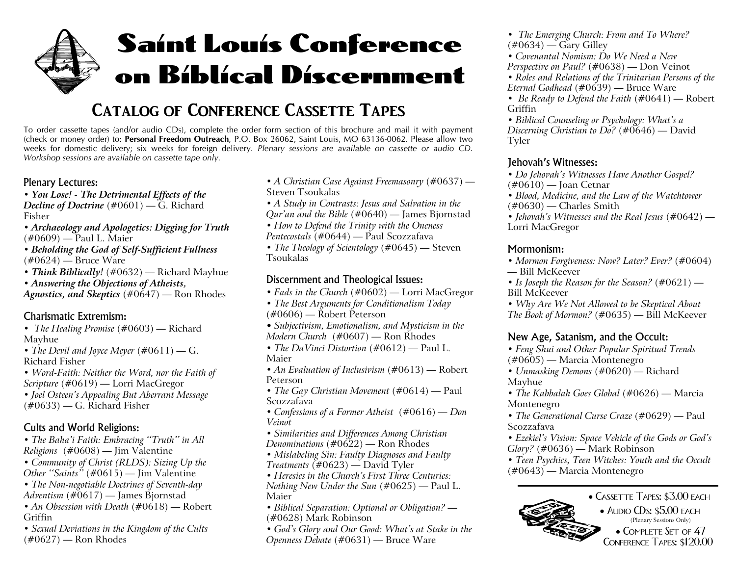# Saint Louis Conference on Biblical Discernment

## Catalog of Conference Cassette Tapes

To order cassette tapes (and/or audio CDs), complete the order form section of this brochure and mail it with payment (check or money order) to: **Personal Freedom Outreach**, P.O. Box 26062, Saint Louis, MO 63136-0062. Please allow two weeks for domestic delivery; six weeks for foreign delivery. *Plenary sessions are available on cassette or audio CD. Workshop sessions are available on cassette tape only.*

### Plenary Lectures:

- ***You Lose! - The Detrimental Effects of the Decline of Doctrine*** (#0601) — G. Richard Fisher
- ***Archaeology and Apologetics: Digging for Truth*** (#0609) — Paul L. Maier
- ***Beholding the God of Self-Sufficient Fullness*** (#0624) — Bruce Ware
- ***Think Biblically!*** (#0632) — Richard Mayhue
- ***Answering the Objections of Atheists, Agnostics, and Skeptics*** (#0647) — Ron Rhodes

### Charismatic Extremism:

- *The Healing Promise* (#0603) — Richard Mayhue
- *The Devil and Joyce Meyer* (#0611) — G. Richard Fisher
- *Word-Faith: Neither the Word, nor the Faith of Scripture* (#0619) — Lorri MacGregor
- *Joel Osteen's Appealing But Aberrant Message* (#0633) — G. Richard Fisher

### Cults and World Religions:

- *The Baha'i Faith: Embracing "Truth" in All Religions* (#0608) — Jim Valentine
- *Community of Christ (RLDS): Sizing Up the Other "Saints"* (#0615) — Jim Valentine
- *The Non-negotiable Doctrines of Seventh-day Adventism* (#0617) — James Bjornstad
- *An Obsession with Death* (#0618) — Robert Griffin
- *Sexual Deviations in the Kingdom of the Cults* (#0627) — Ron Rhodes
- *A Christian Case Against Freemasonry* (#0637) — Steven Tsoukalas
- *A Study in Contrasts: Jesus and Salvation in the Qur'an and the Bible* (#0640) — James Bjornstad
- *How to Defend the Trinity with the Oneness Pentecostals* (#0644) — Paul Scozzafava
- *The Theology of Scientology* (#0645) — Steven Tsoukalas

### Discernment and Theological Issues:

- *Fads in the Church* (#0602) — Lorri MacGregor
- *The Best Arguments for Conditionalism Today* (#0606) — Robert Peterson
- *Subjectivism, Emotionalism, and Mysticism in the Modern Church* (#0607) — Ron Rhodes
- *The DaVinci Distortion* (#0612) — Paul L. Maier
- *An Evaluation of Inclusivism* (#0613) — Robert Peterson
- *The Gay Christian Movement* (#0614) — Paul Scozzafava
- *Confessions of a Former Atheist* (#0616) — *Don Veinot*
- *Similarities and Differences Among Christian Denominations* (#0622) — Ron Rhodes
- *Mislabeling Sin: Faulty Diagnoses and Faulty Treatments* (#0623) — David Tyler
- *Heresies in the Church's First Three Centuries: Nothing New Under the Sun* (#0625) — Paul L. Maier
- *Biblical Separation: Optional or Obligation?* — (#0628) Mark Robinson
- *God's Glory and Our Good: What's at Stake in the Openness Debate* (#0631) — Bruce Ware
- *The Emerging Church: From and To Where?* (#0634) — Gary Gilley
- *Covenantal Nomism: Do We Need a New Perspective on Paul?* (#0638) — Don Veinot
- *Roles and Relations of the Trinitarian Persons of the Eternal Godhead* (#0639) — Bruce Ware
- *Be Ready to Defend the Faith* (#0641) — Robert Griffin
- *Biblical Counseling or Psychology: What's a Discerning Christian to Do?* (#0646) — David Tyler

### Jehovah's Witnesses:

- *Do Jehovah's Witnesses Have Another Gospel?* (#0610) — Joan Cetnar
- *Blood, Medicine, and the Law of the Watchtower* (#0630) — Charles Smith
- *Jehovah's Witnesses and the Real Jesus* (#0642) — Lorri MacGregor

### Mormonism:

- *Mormon Forgiveness: Now? Later? Ever?* (#0604) — Bill McKeever
- *Is Joseph the Reason for the Season?* (#0621) — Bill McKeever
- *Why Are We Not Allowed to be Skeptical About The Book of Mormon?* (#0635) — Bill McKeever

### New Age, Satanism, and the Occult:

- *Feng Shui and Other Popular Spiritual Trends* (#0605) — Marcia Montenegro
- *Unmasking Demons* (#0620) — Richard Mayhue
- *The Kabbalah Goes Global* (#0626) — Marcia Montenegro
- *The Generational Curse Craze* (#0629) — Paul Scozzafava
- *Ezekiel's Vision: Space Vehicle of the Gods or God's Glory?* (#0636) — Mark Robinson
- *Teen Psychics, Teen Witches: Youth and the Occult* (#0643) — Marcia Montenegro

---

- Cassette Tapes: $3.00 each
- Audio CDs: $5.00 each (Plenary Sessions Only)
- Complete Set of 47 Conference Tapes: $120.00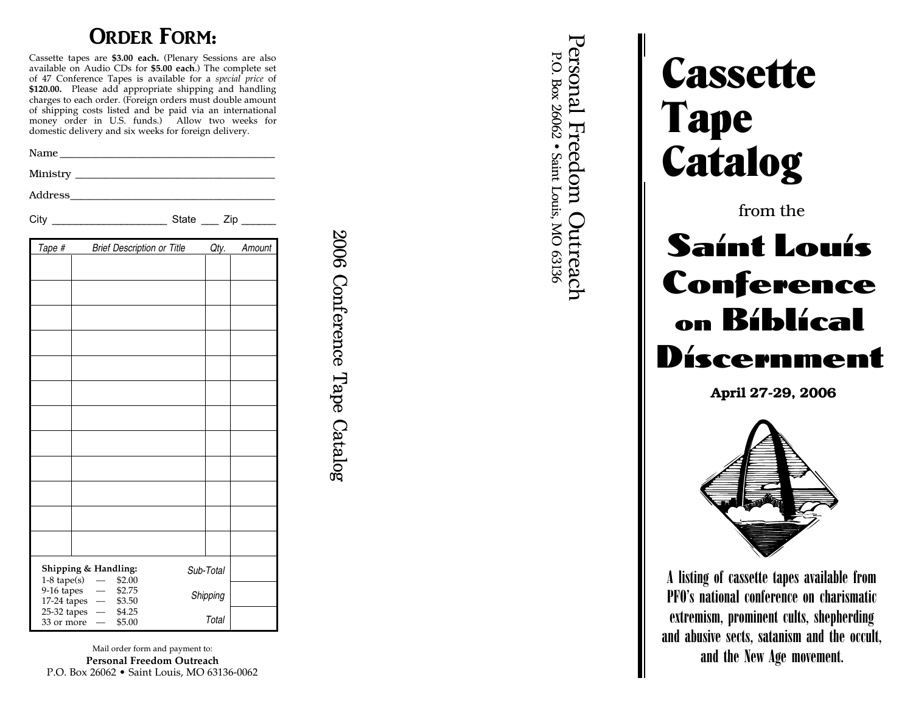# ORDER FORM:

Cassette tapes are **$3.00 each.** (Plenary Sessions are also available on Audio CDs for **$5.00 each**.) The complete set of 47 Conference Tapes is available for a *special price* of **$120.00.** Please add appropriate shipping and handling charges to each order. (Foreign orders must double amount of shipping costs listed and be paid via an international money order in U.S. funds.) Allow two weeks for domestic delivery and six weeks for foreign delivery.

Name ____________________________________

Ministry __________________________________

Address __________________________________

City ____________________ State ___ Zip ______

| *Tape #* | *Brief Description or Title* | *Qty.* | *Amount* |
|---|---|---|---|
| | | | |
| | | | |
| | | | |
| | | | |
| | | | |
| | | | |
| | | | |
| | | | |
| | | | |
| | | | |
| | | | |
| | | | |
| **Shipping & Handling:** 1-8 tape(s) — $2.00; 9-16 tapes — $2.75 | | *Sub-Total* | |
| 17-24 tapes — $3.50 | | *Shipping* | |
| 25-32 tapes — $4.25; 33 or more — $5.00 | | *Total* | |

Mail order form and payment to:
**Personal Freedom Outreach**
P.O. Box 26062 • Saint Louis, MO 63136-0062

2006 Conference Tape Catalog

Personal Freedom Outreach
P.O. Box 26062 • Saint Louis, MO 63136

# Cassette Tape Catalog

from the

# Saint Louis Conference on Biblical Discernment

**April 27-29, 2006**

**A listing of cassette tapes available from PFO's national conference on charismatic extremism, prominent cults, shepherding and abusive sects, satanism and the occult, and the New Age movement.**